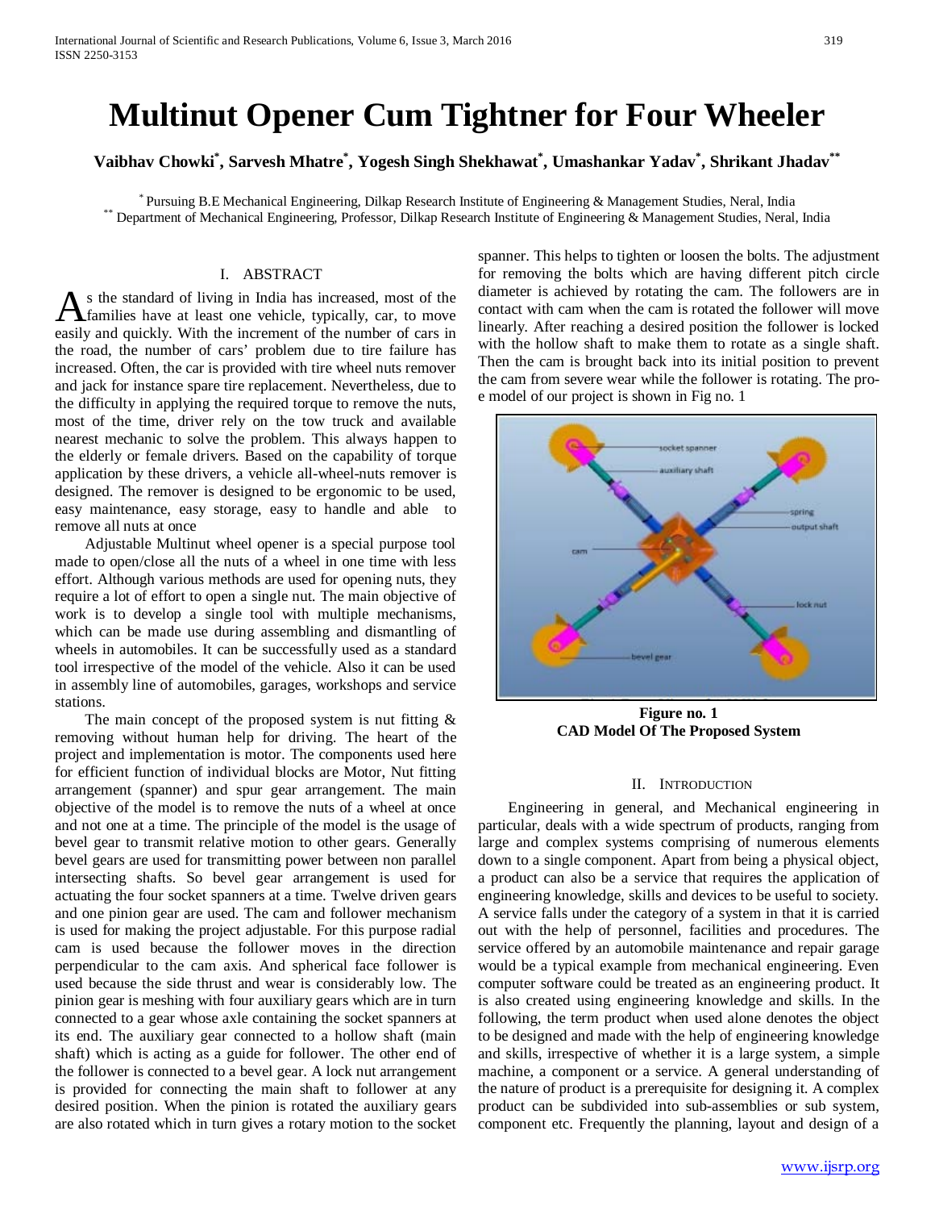# Multinut Opener Cum Tightner for Four Wheeler

**Vaibhav Chowki[*], Sarvesh Mhatre[*], Yogesh Singh Shekhawat[*], Umashankar Yadav[*], Shrikant Jhadav[**]**

[*] Pursuing B.E Mechanical Engineering, Dilkap Research Institute of Engineering & Management Studies, Neral, India
[**] Department of Mechanical Engineering, Professor, Dilkap Research Institute of Engineering & Management Studies, Neral, India

## I. ABSTRACT

As the standard of living in India has increased, most of the families have at least one vehicle, typically, car, to move easily and quickly. With the increment of the number of cars in the road, the number of cars' problem due to tire failure has increased. Often, the car is provided with tire wheel nuts remover and jack for instance spare tire replacement. Nevertheless, due to the difficulty in applying the required torque to remove the nuts, most of the time, driver rely on the tow truck and available nearest mechanic to solve the problem. This always happen to the elderly or female drivers. Based on the capability of torque application by these drivers, a vehicle all-wheel-nuts remover is designed. The remover is designed to be ergonomic to be used, easy maintenance, easy storage, easy to handle and able to remove all nuts at once

Adjustable Multinut wheel opener is a special purpose tool made to open/close all the nuts of a wheel in one time with less effort. Although various methods are used for opening nuts, they require a lot of effort to open a single nut. The main objective of work is to develop a single tool with multiple mechanisms, which can be made use during assembling and dismantling of wheels in automobiles. It can be successfully used as a standard tool irrespective of the model of the vehicle. Also it can be used in assembly line of automobiles, garages, workshops and service stations.

The main concept of the proposed system is nut fitting & removing without human help for driving. The heart of the project and implementation is motor. The components used here for efficient function of individual blocks are Motor, Nut fitting arrangement (spanner) and spur gear arrangement. The main objective of the model is to remove the nuts of a wheel at once and not one at a time. The principle of the model is the usage of bevel gear to transmit relative motion to other gears. Generally bevel gears are used for transmitting power between non parallel intersecting shafts. So bevel gear arrangement is used for actuating the four socket spanners at a time. Twelve driven gears and one pinion gear are used. The cam and follower mechanism is used for making the project adjustable. For this purpose radial cam is used because the follower moves in the direction perpendicular to the cam axis. And spherical face follower is used because the side thrust and wear is considerably low. The pinion gear is meshing with four auxiliary gears which are in turn connected to a gear whose axle containing the socket spanners at its end. The auxiliary gear connected to a hollow shaft (main shaft) which is acting as a guide for follower. The other end of the follower is connected to a bevel gear. A lock nut arrangement is provided for connecting the main shaft to follower at any desired position. When the pinion is rotated the auxiliary gears are also rotated which in turn gives a rotary motion to the socket spanner. This helps to tighten or loosen the bolts. The adjustment for removing the bolts which are having different pitch circle diameter is achieved by rotating the cam. The followers are in contact with cam when the cam is rotated the follower will move linearly. After reaching a desired position the follower is locked with the hollow shaft to make them to rotate as a single shaft. Then the cam is brought back into its initial position to prevent the cam from severe wear while the follower is rotating. The pro-e model of our project is shown in Fig no. 1

**Figure no. 1**
**CAD Model Of The Proposed System**

## II. INTRODUCTION

Engineering in general, and Mechanical engineering in particular, deals with a wide spectrum of products, ranging from large and complex systems comprising of numerous elements down to a single component. Apart from being a physical object, a product can also be a service that requires the application of engineering knowledge, skills and devices to be useful to society. A service falls under the category of a system in that it is carried out with the help of personnel, facilities and procedures. The service offered by an automobile maintenance and repair garage would be a typical example from mechanical engineering. Even computer software could be treated as an engineering product. It is also created using engineering knowledge and skills. In the following, the term product when used alone denotes the object to be designed and made with the help of engineering knowledge and skills, irrespective of whether it is a large system, a simple machine, a component or a service. A general understanding of the nature of product is a prerequisite for designing it. A complex product can be subdivided into sub-assemblies or sub system, component etc. Frequently the planning, layout and design of a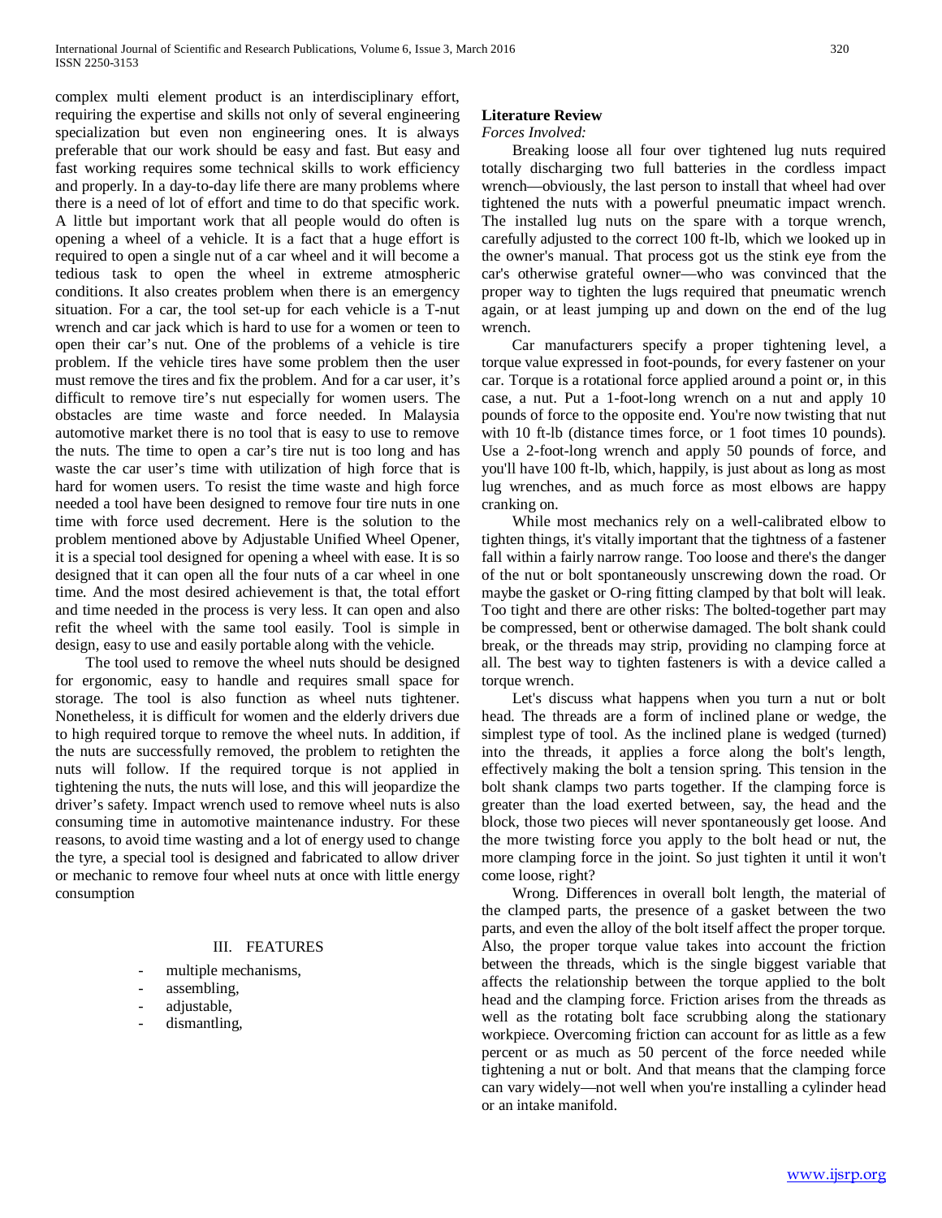complex multi element product is an interdisciplinary effort, requiring the expertise and skills not only of several engineering specialization but even non engineering ones. It is always preferable that our work should be easy and fast. But easy and fast working requires some technical skills to work efficiency and properly. In a day-to-day life there are many problems where there is a need of lot of effort and time to do that specific work. A little but important work that all people would do often is opening a wheel of a vehicle. It is a fact that a huge effort is required to open a single nut of a car wheel and it will become a tedious task to open the wheel in extreme atmospheric conditions. It also creates problem when there is an emergency situation. For a car, the tool set-up for each vehicle is a T-nut wrench and car jack which is hard to use for a women or teen to open their car's nut. One of the problems of a vehicle is tire problem. If the vehicle tires have some problem then the user must remove the tires and fix the problem. And for a car user, it's difficult to remove tire's nut especially for women users. The obstacles are time waste and force needed. In Malaysia automotive market there is no tool that is easy to use to remove the nuts. The time to open a car's tire nut is too long and has waste the car user's time with utilization of high force that is hard for women users. To resist the time waste and high force needed a tool have been designed to remove four tire nuts in one time with force used decrement. Here is the solution to the problem mentioned above by Adjustable Unified Wheel Opener, it is a special tool designed for opening a wheel with ease. It is so designed that it can open all the four nuts of a car wheel in one time. And the most desired achievement is that, the total effort and time needed in the process is very less. It can open and also refit the wheel with the same tool easily. Tool is simple in design, easy to use and easily portable along with the vehicle.

The tool used to remove the wheel nuts should be designed for ergonomic, easy to handle and requires small space for storage. The tool is also function as wheel nuts tightener. Nonetheless, it is difficult for women and the elderly drivers due to high required torque to remove the wheel nuts. In addition, if the nuts are successfully removed, the problem to retighten the nuts will follow. If the required torque is not applied in tightening the nuts, the nuts will lose, and this will jeopardize the driver's safety. Impact wrench used to remove wheel nuts is also consuming time in automotive maintenance industry. For these reasons, to avoid time wasting and a lot of energy used to change the tyre, a special tool is designed and fabricated to allow driver or mechanic to remove four wheel nuts at once with little energy consumption

## III. FEATURES

- multiple mechanisms,
- assembling,
- adjustable,
- dismantling,

**Literature Review**

*Forces Involved:*

Breaking loose all four over tightened lug nuts required totally discharging two full batteries in the cordless impact wrench—obviously, the last person to install that wheel had over tightened the nuts with a powerful pneumatic impact wrench. The installed lug nuts on the spare with a torque wrench, carefully adjusted to the correct 100 ft-lb, which we looked up in the owner's manual. That process got us the stink eye from the car's otherwise grateful owner—who was convinced that the proper way to tighten the lugs required that pneumatic wrench again, or at least jumping up and down on the end of the lug wrench.

Car manufacturers specify a proper tightening level, a torque value expressed in foot-pounds, for every fastener on your car. Torque is a rotational force applied around a point or, in this case, a nut. Put a 1-foot-long wrench on a nut and apply 10 pounds of force to the opposite end. You're now twisting that nut with 10 ft-lb (distance times force, or 1 foot times 10 pounds). Use a 2-foot-long wrench and apply 50 pounds of force, and you'll have 100 ft-lb, which, happily, is just about as long as most lug wrenches, and as much force as most elbows are happy cranking on.

While most mechanics rely on a well-calibrated elbow to tighten things, it's vitally important that the tightness of a fastener fall within a fairly narrow range. Too loose and there's the danger of the nut or bolt spontaneously unscrewing down the road. Or maybe the gasket or O-ring fitting clamped by that bolt will leak. Too tight and there are other risks: The bolted-together part may be compressed, bent or otherwise damaged. The bolt shank could break, or the threads may strip, providing no clamping force at all. The best way to tighten fasteners is with a device called a torque wrench.

Let's discuss what happens when you turn a nut or bolt head. The threads are a form of inclined plane or wedge, the simplest type of tool. As the inclined plane is wedged (turned) into the threads, it applies a force along the bolt's length, effectively making the bolt a tension spring. This tension in the bolt shank clamps two parts together. If the clamping force is greater than the load exerted between, say, the head and the block, those two pieces will never spontaneously get loose. And the more twisting force you apply to the bolt head or nut, the more clamping force in the joint. So just tighten it until it won't come loose, right?

Wrong. Differences in overall bolt length, the material of the clamped parts, the presence of a gasket between the two parts, and even the alloy of the bolt itself affect the proper torque. Also, the proper torque value takes into account the friction between the threads, which is the single biggest variable that affects the relationship between the torque applied to the bolt head and the clamping force. Friction arises from the threads as well as the rotating bolt face scrubbing along the stationary workpiece. Overcoming friction can account for as little as a few percent or as much as 50 percent of the force needed while tightening a nut or bolt. And that means that the clamping force can vary widely—not well when you're installing a cylinder head or an intake manifold.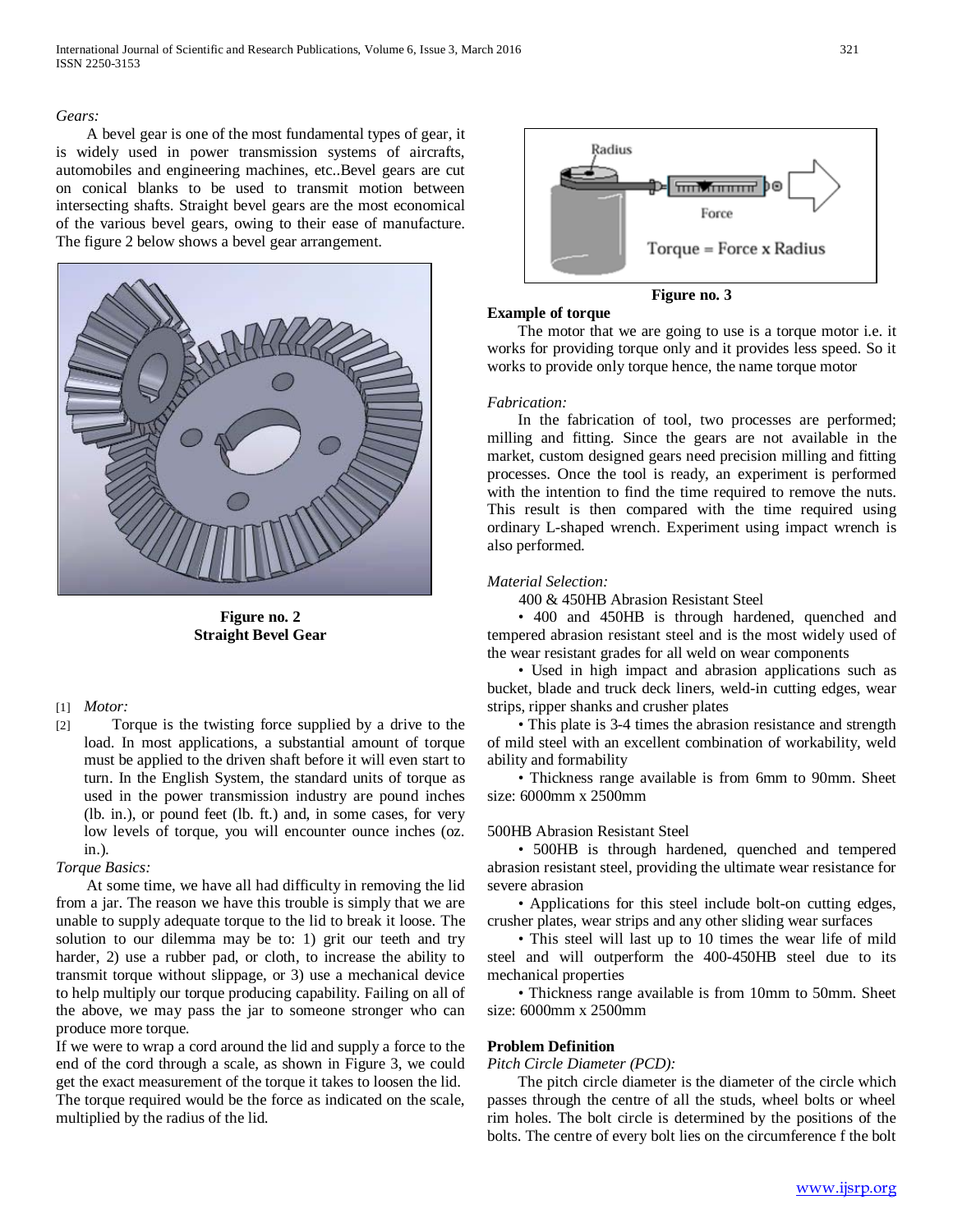*Gears:*

A bevel gear is one of the most fundamental types of gear, it is widely used in power transmission systems of aircrafts, automobiles and engineering machines, etc..Bevel gears are cut on conical blanks to be used to transmit motion between intersecting shafts. Straight bevel gears are the most economical of the various bevel gears, owing to their ease of manufacture. The figure 2 below shows a bevel gear arrangement.

**Figure no. 2**
**Straight Bevel Gear**

[1] *Motor:*

[2] Torque is the twisting force supplied by a drive to the load. In most applications, a substantial amount of torque must be applied to the driven shaft before it will even start to turn. In the English System, the standard units of torque as used in the power transmission industry are pound inches (lb. in.), or pound feet (lb. ft.) and, in some cases, for very low levels of torque, you will encounter ounce inches (oz. in.).

*Torque Basics:*

At some time, we have all had difficulty in removing the lid from a jar. The reason we have this trouble is simply that we are unable to supply adequate torque to the lid to break it loose. The solution to our dilemma may be to: 1) grit our teeth and try harder, 2) use a rubber pad, or cloth, to increase the ability to transmit torque without slippage, or 3) use a mechanical device to help multiply our torque producing capability. Failing on all of the above, we may pass the jar to someone stronger who can produce more torque.

If we were to wrap a cord around the lid and supply a force to the end of the cord through a scale, as shown in Figure 3, we could get the exact measurement of the torque it takes to loosen the lid. The torque required would be the force as indicated on the scale, multiplied by the radius of the lid.

Radius

Force

Torque = Force x Radius

**Figure no. 3**

**Example of torque**

The motor that we are going to use is a torque motor i.e. it works for providing torque only and it provides less speed. So it works to provide only torque hence, the name torque motor

*Fabrication:*

In the fabrication of tool, two processes are performed; milling and fitting. Since the gears are not available in the market, custom designed gears need precision milling and fitting processes. Once the tool is ready, an experiment is performed with the intention to find the time required to remove the nuts. This result is then compared with the time required using ordinary L-shaped wrench. Experiment using impact wrench is also performed.

*Material Selection:*

400 & 450HB Abrasion Resistant Steel

• 400 and 450HB is through hardened, quenched and tempered abrasion resistant steel and is the most widely used of the wear resistant grades for all weld on wear components

• Used in high impact and abrasion applications such as bucket, blade and truck deck liners, weld-in cutting edges, wear strips, ripper shanks and crusher plates

• This plate is 3-4 times the abrasion resistance and strength of mild steel with an excellent combination of workability, weld ability and formability

• Thickness range available is from 6mm to 90mm. Sheet size: 6000mm x 2500mm

500HB Abrasion Resistant Steel

• 500HB is through hardened, quenched and tempered abrasion resistant steel, providing the ultimate wear resistance for severe abrasion

• Applications for this steel include bolt-on cutting edges, crusher plates, wear strips and any other sliding wear surfaces

• This steel will last up to 10 times the wear life of mild steel and will outperform the 400-450HB steel due to its mechanical properties

• Thickness range available is from 10mm to 50mm. Sheet size: 6000mm x 2500mm

**Problem Definition**

*Pitch Circle Diameter (PCD):*

The pitch circle diameter is the diameter of the circle which passes through the centre of all the studs, wheel bolts or wheel rim holes. The bolt circle is determined by the positions of the bolts. The centre of every bolt lies on the circumference f the bolt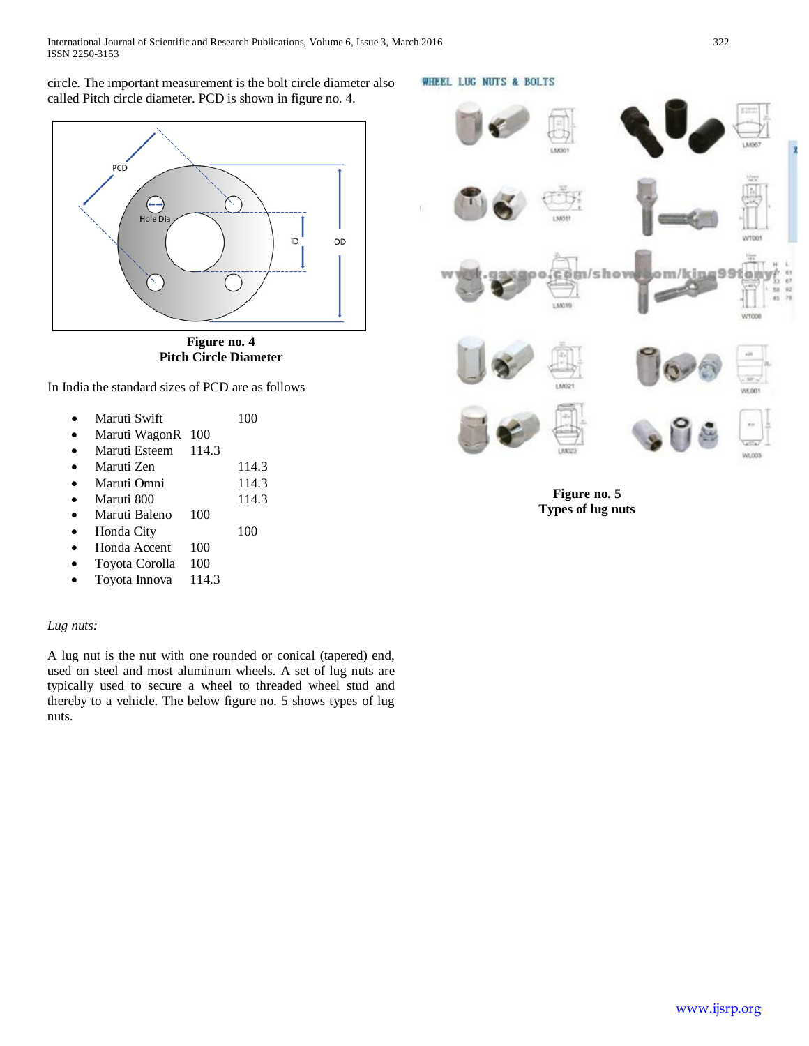circle. The important measurement is the bolt circle diameter also called Pitch circle diameter. PCD is shown in figure no. 4.

**Figure no. 4**
**Pitch Circle Diameter**

In India the standard sizes of PCD are as follows

- Maruti Swift 100
- Maruti WagonR 100
- Maruti Esteem 114.3
- Maruti Zen 114.3
- Maruti Omni 114.3
- Maruti 800 114.3
- Maruti Baleno 100
- Honda City 100
- Honda Accent 100
- Toyota Corolla 100
- Toyota Innova 114.3

*Lug nuts:*

A lug nut is the nut with one rounded or conical (tapered) end, used on steel and most aluminum wheels. A set of lug nuts are typically used to secure a wheel to threaded wheel stud and thereby to a vehicle. The below figure no. 5 shows types of lug nuts.

**Figure no. 5**
**Types of lug nuts**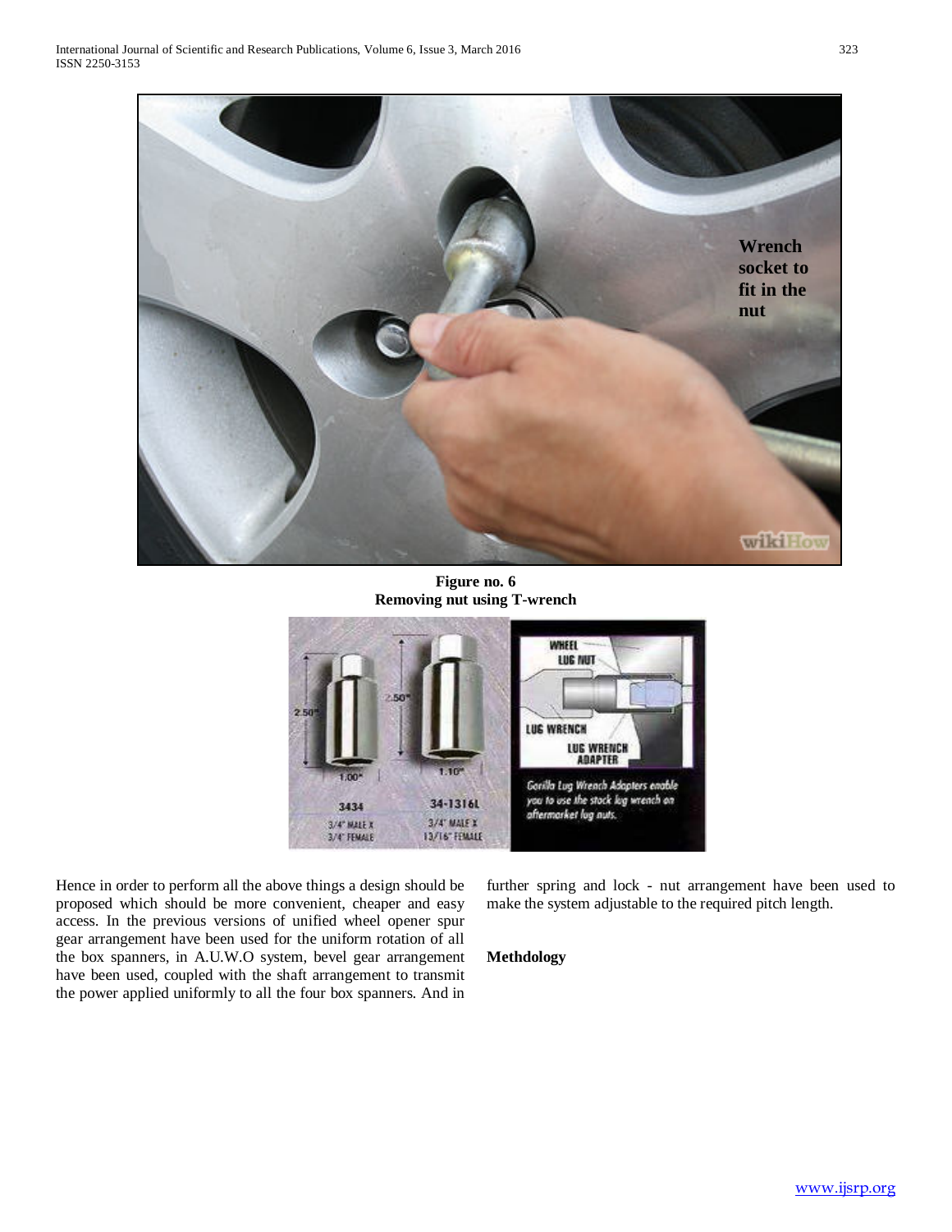Figure no. 6
Removing nut using T-wrench

Hence in order to perform all the above things a design should be proposed which should be more convenient, cheaper and easy access. In the previous versions of unified wheel opener spur gear arrangement have been used for the uniform rotation of all the box spanners, in A.U.W.O system, bevel gear arrangement have been used, coupled with the shaft arrangement to transmit the power applied uniformly to all the four box spanners. And in further spring and lock - nut arrangement have been used to make the system adjustable to the required pitch length.

**Methdology**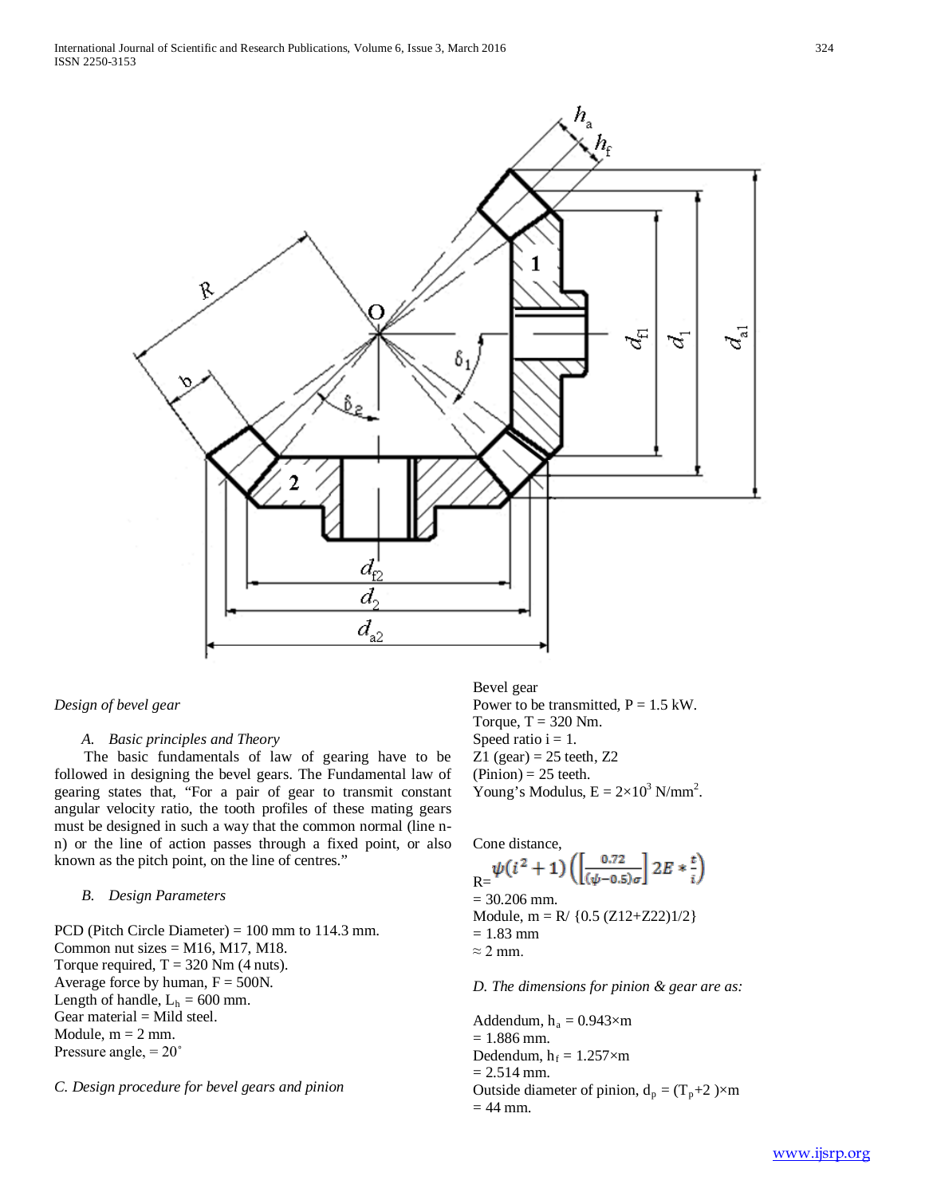*Design of bevel gear*

*A. Basic principles and Theory*

The basic fundamentals of law of gearing have to be followed in designing the bevel gears. The Fundamental law of gearing states that, "For a pair of gear to transmit constant angular velocity ratio, the tooth profiles of these mating gears must be designed in such a way that the common normal (line n-n) or the line of action passes through a fixed point, or also known as the pitch point, on the line of centres."

*B. Design Parameters*

PCD (Pitch Circle Diameter) = 100 mm to 114.3 mm.
Common nut sizes = M16, M17, M18.
Torque required, T = 320 Nm (4 nuts).
Average force by human, F = 500N.
Length of handle, $L_h$ = 600 mm.
Gear material = Mild steel.
Module, m = 2 mm.
Pressure angle, = 20˚

*C. Design procedure for bevel gears and pinion*

Bevel gear
Power to be transmitted, P = 1.5 kW.
Torque, T = 320 Nm.
Speed ratio i = 1.
Z1 (gear) = 25 teeth, Z2 (Pinion) = 25 teeth.
Young's Modulus, E = $2\times10^3$ N/mm$^2$.

Cone distance,

R= $\psi(i^2+1)\left(\left[\frac{0.72}{(\psi-0.5)\sigma}\right]2E*\frac{t}{i}\right)$

= 30.206 mm.
Module, m = R/ {0.5 (Z12+Z22)1/2}
= 1.83 mm
≈ 2 mm.

*D. The dimensions for pinion & gear are as:*

Addendum, $h_a$ = 0.943×m
= 1.886 mm.
Dedendum, $h_f$ = 1.257×m
= 2.514 mm.
Outside diameter of pinion, $d_p$ = ($T_p$+2 )×m
= 44 mm.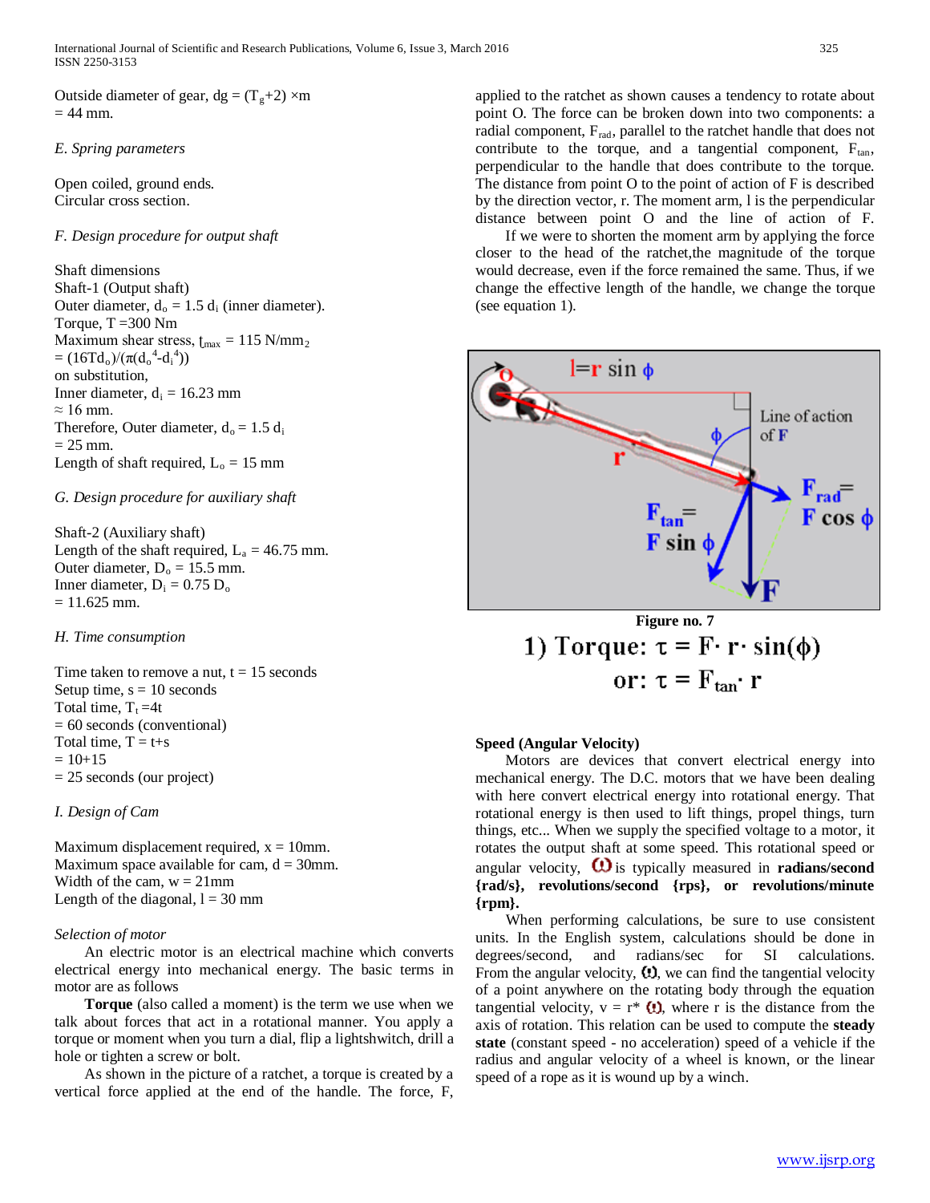Outside diameter of gear, $d_g = (T_g+2) \times m$
$= 44$ mm.

*E. Spring parameters*

Open coiled, ground ends.
Circular cross section.

*F. Design procedure for output shaft*

Shaft dimensions
Shaft-1 (Output shaft)
Outer diameter, $d_o = 1.5\, d_i$ (inner diameter).
Torque, T =300 Nm
Maximum shear stress, $t_{max} = 115$ N/mm$_2$
$= (16Td_o)/(\pi(d_o^4-d_i^4))$
on substitution,
Inner diameter, $d_i = 16.23$ mm
$\approx 16$ mm.
Therefore, Outer diameter, $d_o = 1.5\, d_i$
$= 25$ mm.
Length of shaft required, $L_o = 15$ mm

*G. Design procedure for auxiliary shaft*

Shaft-2 (Auxiliary shaft)
Length of the shaft required, $L_a = 46.75$ mm.
Outer diameter, $D_o = 15.5$ mm.
Inner diameter, $D_i = 0.75\, D_o$
$= 11.625$ mm.

*H. Time consumption*

Time taken to remove a nut, t = 15 seconds
Setup time, s = 10 seconds
Total time, $T_t = 4t$
$= 60$ seconds (conventional)
Total time, T = t+s
$= 10+15$
$= 25$ seconds (our project)

*I. Design of Cam*

Maximum displacement required, x = 10mm.
Maximum space available for cam, d = 30mm.
Width of the cam, w = 21mm
Length of the diagonal, l = 30 mm

*Selection of motor*

An electric motor is an electrical machine which converts electrical energy into mechanical energy. The basic terms in motor are as follows

**Torque** (also called a moment) is the term we use when we talk about forces that act in a rotational manner. You apply a torque or moment when you turn a dial, flip a lightshwitch, drill a hole or tighten a screw or bolt.

As shown in the picture of a ratchet, a torque is created by a vertical force applied at the end of the handle. The force, F, applied to the ratchet as shown causes a tendency to rotate about point O. The force can be broken down into two components: a radial component, $F_{rad}$, parallel to the ratchet handle that does not contribute to the torque, and a tangential component, $F_{tan}$, perpendicular to the handle that does contribute to the torque. The distance from point O to the point of action of F is described by the direction vector, r. The moment arm, l is the perpendicular distance between point O and the line of action of F.

If we were to shorten the moment arm by applying the force closer to the head of the ratchet,the magnitude of the torque would decrease, even if the force remained the same. Thus, if we change the effective length of the handle, we change the torque (see equation 1).

**Figure no. 7**

$$1)\ \text{Torque: } \tau = F \cdot r \cdot \sin(\phi)$$

$$\text{or: } \tau = F_{tan} \cdot r$$

**Speed (Angular Velocity)**

Motors are devices that convert electrical energy into mechanical energy. The D.C. motors that we have been dealing with here convert electrical energy into rotational energy. That rotational energy is then used to lift things, propel things, turn things, etc... When we supply the specified voltage to a motor, it rotates the output shaft at some speed. This rotational speed or angular velocity, $\omega$ is typically measured in **radians/second {rad/s}, revolutions/second {rps}, or revolutions/minute {rpm}.**

When performing calculations, be sure to use consistent units. In the English system, calculations should be done in degrees/second, and radians/sec for SI calculations. From the angular velocity, $\omega$, we can find the tangential velocity of a point anywhere on the rotating body through the equation tangential velocity, $v = r^* \omega$, where r is the distance from the axis of rotation. This relation can be used to compute the **steady state** (constant speed - no acceleration) speed of a vehicle if the radius and angular velocity of a wheel is known, or the linear speed of a rope as it is wound up by a winch.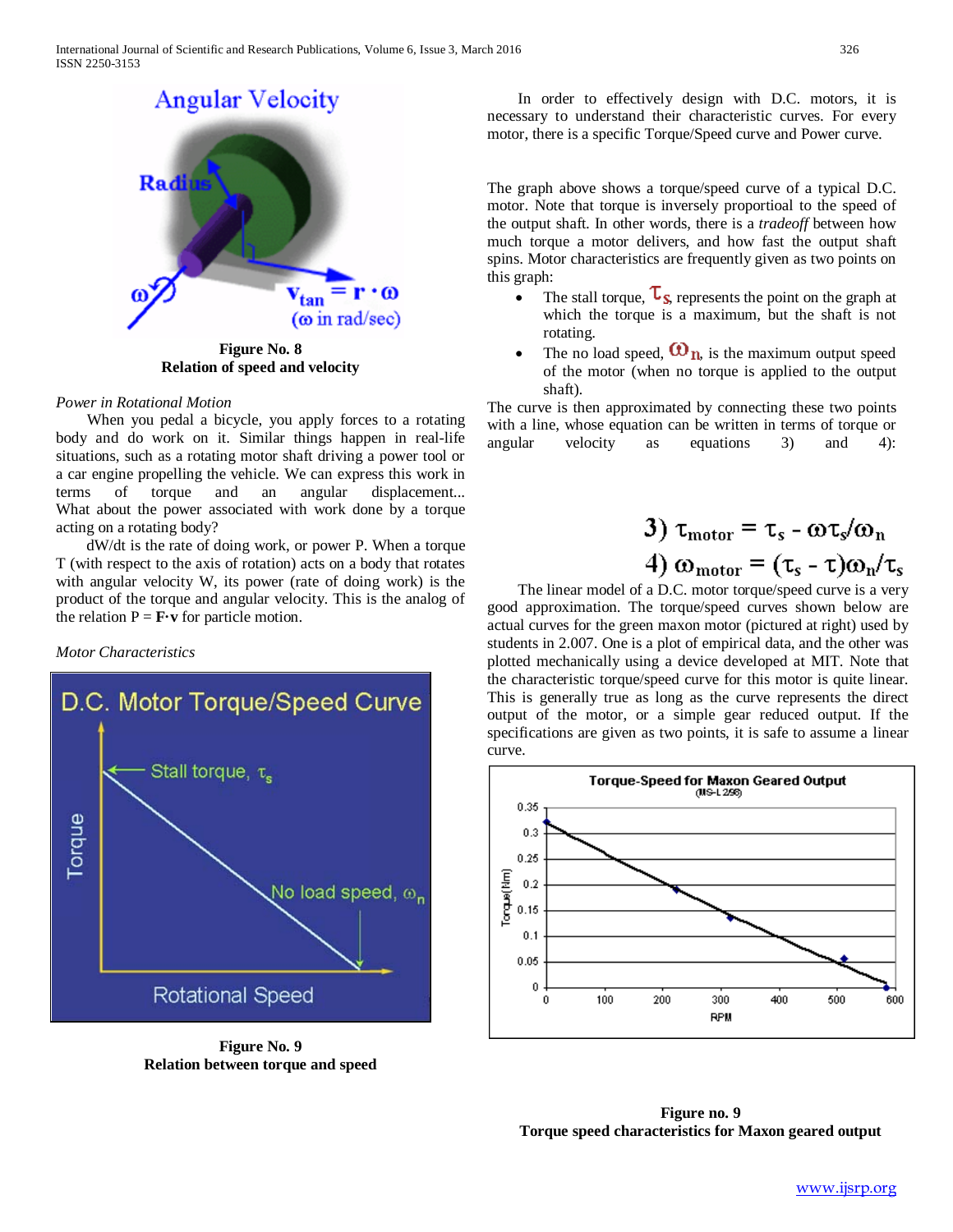**Figure No. 8**
**Relation of speed and velocity**

*Power in Rotational Motion*

When you pedal a bicycle, you apply forces to a rotating body and do work on it. Similar things happen in real-life situations, such as a rotating motor shaft driving a power tool or a car engine propelling the vehicle. We can express this work in terms of torque and an angular displacement... What about the power associated with work done by a torque acting on a rotating body?

dW/dt is the rate of doing work, or power P. When a torque T (with respect to the axis of rotation) acts on a body that rotates with angular velocity W, its power (rate of doing work) is the product of the torque and angular velocity. This is the analog of the relation P = **F**·**v** for particle motion.

*Motor Characteristics*

**Figure No. 9**
**Relation between torque and speed**

In order to effectively design with D.C. motors, it is necessary to understand their characteristic curves. For every motor, there is a specific Torque/Speed curve and Power curve.

The graph above shows a torque/speed curve of a typical D.C. motor. Note that torque is inversely proportioal to the speed of the output shaft. In other words, there is a *tradeoff* between how much torque a motor delivers, and how fast the output shaft spins. Motor characteristics are frequently given as two points on this graph:

- The stall torque, $\tau_s$, represents the point on the graph at which the torque is a maximum, but the shaft is not rotating.
- The no load speed, $\omega_n$, is the maximum output speed of the motor (when no torque is applied to the output shaft).

The curve is then approximated by connecting these two points with a line, whose equation can be written in terms of torque or angular velocity as equations 3) and 4):

$$3)\ \tau_{motor} = \tau_s - \omega\tau_s/\omega_n$$

$$4)\ \omega_{motor} = (\tau_s - \tau)\omega_n/\tau_s$$

The linear model of a D.C. motor torque/speed curve is a very good approximation. The torque/speed curves shown below are actual curves for the green maxon motor (pictured at right) used by students in 2.007. One is a plot of empirical data, and the other was plotted mechanically using a device developed at MIT. Note that the characteristic torque/speed curve for this motor is quite linear. This is generally true as long as the curve represents the direct output of the motor, or a simple gear reduced output. If the specifications are given as two points, it is safe to assume a linear curve.

**Figure no. 9**
**Torque speed characteristics for Maxon geared output**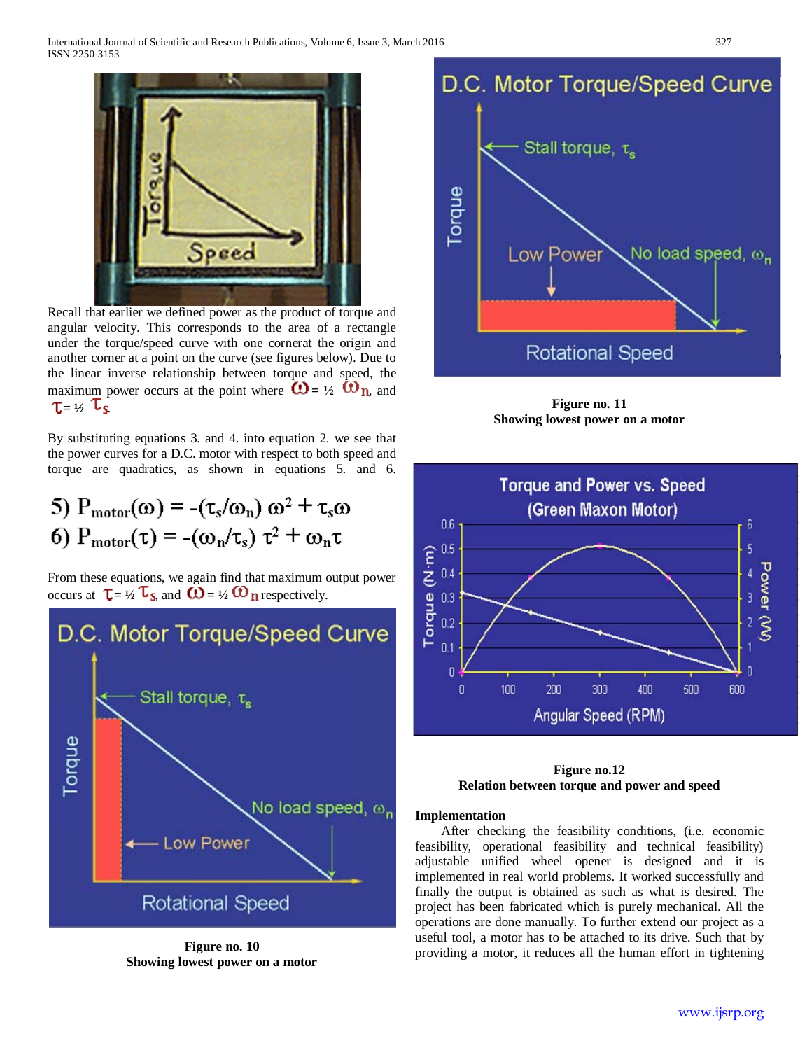Recall that earlier we defined power as the product of torque and angular velocity. This corresponds to the area of a rectangle under the torque/speed curve with one cornerat the origin and another corner at a point on the curve (see figures below). Due to the linear inverse relationship between torque and speed, the maximum power occurs at the point where $\omega = ½\ \omega_n$, and $\tau = ½\ \tau_s$

By substituting equations 3. and 4. into equation 2. we see that the power curves for a D.C. motor with respect to both speed and torque are quadratics, as shown in equations 5. and 6.

$$5)\ P_{motor}(\omega) = -(\tau_s/\omega_n)\ \omega^2 + \tau_s\omega$$

$$6)\ P_{motor}(\tau) = -(\omega_n/\tau_s)\ \tau^2 + \omega_n\tau$$

From these equations, we again find that maximum output power occurs at $\tau = ½\ \tau_s$, and $\omega = ½\ \omega_n$ respectively.

**Figure no. 10**
**Showing lowest power on a motor**

**Figure no. 11**
**Showing lowest power on a motor**

**Figure no.12**
**Relation between torque and power and speed**

**Implementation**

After checking the feasibility conditions, (i.e. economic feasibility, operational feasibility and technical feasibility) adjustable unified wheel opener is designed and it is implemented in real world problems. It worked successfully and finally the output is obtained as such as what is desired. The project has been fabricated which is purely mechanical. All the operations are done manually. To further extend our project as a useful tool, a motor has to be attached to its drive. Such that by providing a motor, it reduces all the human effort in tightening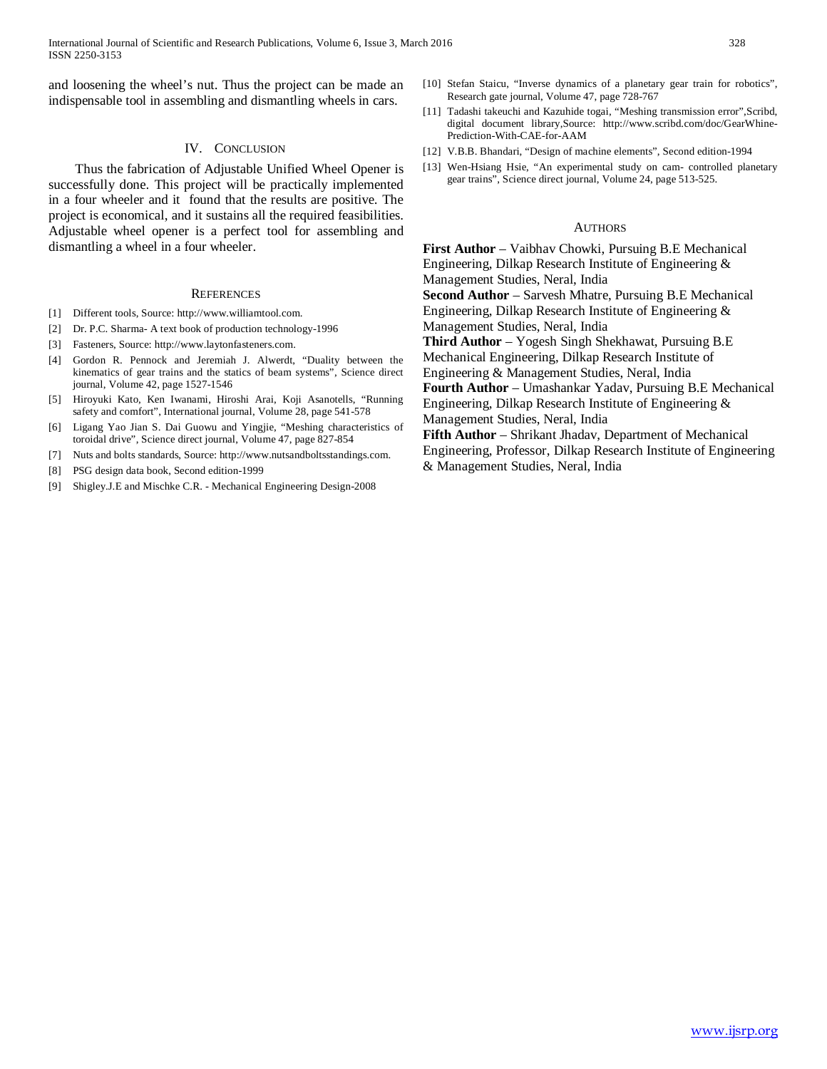and loosening the wheel's nut. Thus the project can be made an indispensable tool in assembling and dismantling wheels in cars.

## IV. Conclusion

Thus the fabrication of Adjustable Unified Wheel Opener is successfully done. This project will be practically implemented in a four wheeler and it found that the results are positive. The project is economical, and it sustains all the required feasibilities. Adjustable wheel opener is a perfect tool for assembling and dismantling a wheel in a four wheeler.

## References

[1] Different tools, Source: http://www.williamtool.com.

[2] Dr. P.C. Sharma- A text book of production technology-1996

[3] Fasteners, Source: http://www.laytonfasteners.com.

[4] Gordon R. Pennock and Jeremiah J. Alwerdt, "Duality between the kinematics of gear trains and the statics of beam systems", Science direct journal, Volume 42, page 1527-1546

[5] Hiroyuki Kato, Ken Iwanami, Hiroshi Arai, Koji Asanotells, "Running safety and comfort", International journal, Volume 28, page 541-578

[6] Ligang Yao Jian S. Dai Guowu and Yingjie, "Meshing characteristics of toroidal drive", Science direct journal, Volume 47, page 827-854

[7] Nuts and bolts standards, Source: http://www.nutsandboltsstandings.com.

[8] PSG design data book, Second edition-1999

[9] Shigley.J.E and Mischke C.R. - Mechanical Engineering Design-2008

[10] Stefan Staicu, "Inverse dynamics of a planetary gear train for robotics", Research gate journal, Volume 47, page 728-767

[11] Tadashi takeuchi and Kazuhide togai, "Meshing transmission error",Scribd, digital document library,Source: http://www.scribd.com/doc/GearWhine-Prediction-With-CAE-for-AAM

[12] V.B.B. Bhandari, "Design of machine elements", Second edition-1994

[13] Wen-Hsiang Hsie, "An experimental study on cam- controlled planetary gear trains", Science direct journal, Volume 24, page 513-525.

## Authors

**First Author** – Vaibhav Chowki, Pursuing B.E Mechanical Engineering, Dilkap Research Institute of Engineering & Management Studies, Neral, India

**Second Author** – Sarvesh Mhatre, Pursuing B.E Mechanical Engineering, Dilkap Research Institute of Engineering & Management Studies, Neral, India

**Third Author** – Yogesh Singh Shekhawat, Pursuing B.E Mechanical Engineering, Dilkap Research Institute of Engineering & Management Studies, Neral, India

**Fourth Author** – Umashankar Yadav, Pursuing B.E Mechanical Engineering, Dilkap Research Institute of Engineering & Management Studies, Neral, India

**Fifth Author** – Shrikant Jhadav, Department of Mechanical Engineering, Professor, Dilkap Research Institute of Engineering & Management Studies, Neral, India